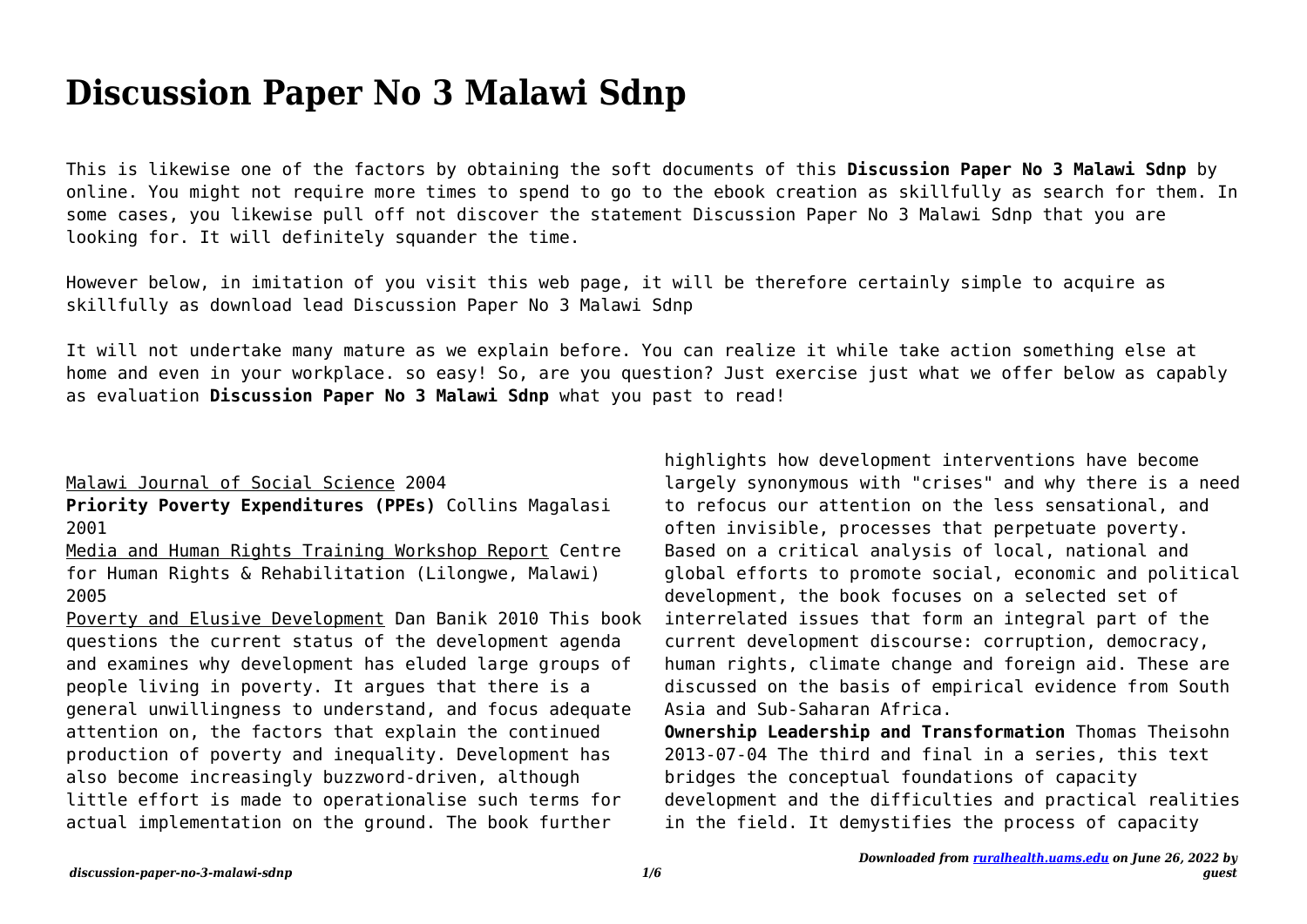# Discussion Paper No 3 Malawi Sdnp

This is likewise one of the factors by obtaining the soft documents of this **Discussion Paper No 3 Malawi Sdnp** by online. You might not require more times to spend to go to the ebook creation as skillfully as search for them. In some cases, you likewise pull off not discover the statement Discussion Paper No 3 Malawi Sdnp that you are looking for. It will definitely squander the time.

However below, in imitation of you visit this web page, it will be therefore certainly simple to acquire as skillfully as download lead Discussion Paper No 3 Malawi Sdnp

It will not undertake many mature as we explain before. You can realize it while take action something else at home and even in your workplace. so easy! So, are you question? Just exercise just what we offer below as capably as evaluation **Discussion Paper No 3 Malawi Sdnp** what you past to read!

Malawi Journal of Social Science 2004

**Priority Poverty Expenditures (PPEs)** Collins Magalasi 2001

Media and Human Rights Training Workshop Report Centre for Human Rights & Rehabilitation (Lilongwe, Malawi) 2005

Poverty and Elusive Development Dan Banik 2010 This book questions the current status of the development agenda and examines why development has eluded large groups of people living in poverty. It argues that there is a general unwillingness to understand, and focus adequate attention on, the factors that explain the continued production of poverty and inequality. Development has also become increasingly buzzword-driven, although little effort is made to operationalise such terms for actual implementation on the ground. The book further highlights how development interventions have become largely synonymous with "crises" and why there is a need to refocus our attention on the less sensational, and often invisible, processes that perpetuate poverty. Based on a critical analysis of local, national and global efforts to promote social, economic and political development, the book focuses on a selected set of interrelated issues that form an integral part of the current development discourse: corruption, democracy, human rights, climate change and foreign aid. These are discussed on the basis of empirical evidence from South Asia and Sub-Saharan Africa.

**Ownership Leadership and Transformation** Thomas Theisohn 2013-07-04 The third and final in a series, this text bridges the conceptual foundations of capacity development and the difficulties and practical realities in the field. It demystifies the process of capacity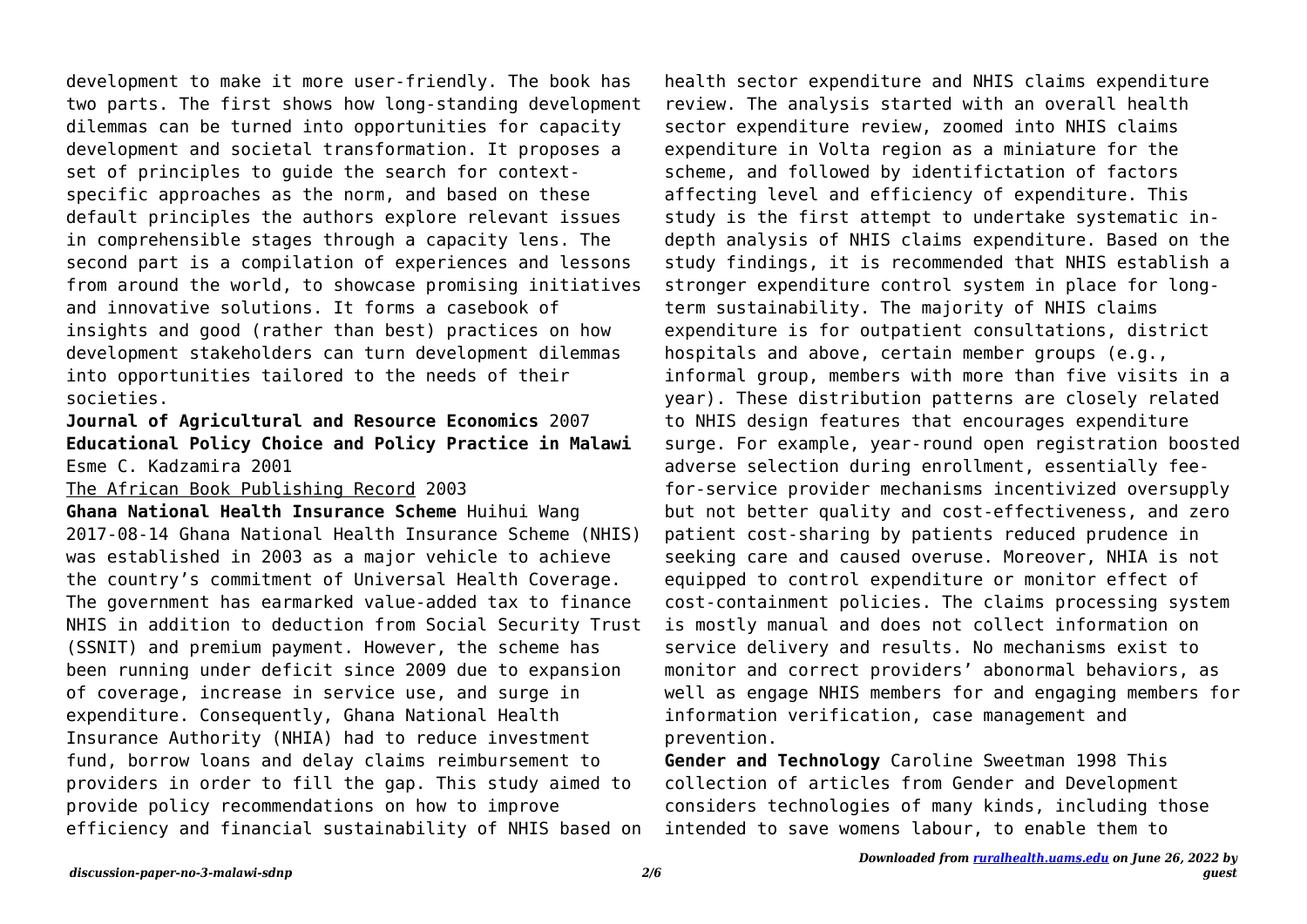development to make it more user-friendly. The book has two parts. The first shows how long-standing development dilemmas can be turned into opportunities for capacity development and societal transformation. It proposes a set of principles to guide the search for context-specific approaches as the norm, and based on these default principles the authors explore relevant issues in comprehensible stages through a capacity lens. The second part is a compilation of experiences and lessons from around the world, to showcase promising initiatives and innovative solutions. It forms a casebook of insights and good (rather than best) practices on how development stakeholders can turn development dilemmas into opportunities tailored to the needs of their societies.

**Journal of Agricultural and Resource Economics** 2007

**Educational Policy Choice and Policy Practice in Malawi** Esme C. Kadzamira 2001

The African Book Publishing Record 2003

**Ghana National Health Insurance Scheme** Huihui Wang 2017-08-14 Ghana National Health Insurance Scheme (NHIS) was established in 2003 as a major vehicle to achieve the country's commitment of Universal Health Coverage. The government has earmarked value-added tax to finance NHIS in addition to deduction from Social Security Trust (SSNIT) and premium payment. However, the scheme has been running under deficit since 2009 due to expansion of coverage, increase in service use, and surge in expenditure. Consequently, Ghana National Health Insurance Authority (NHIA) had to reduce investment fund, borrow loans and delay claims reimbursement to providers in order to fill the gap. This study aimed to provide policy recommendations on how to improve efficiency and financial sustainability of NHIS based on health sector expenditure and NHIS claims expenditure review. The analysis started with an overall health sector expenditure review, zoomed into NHIS claims expenditure in Volta region as a miniature for the scheme, and followed by identifictation of factors affecting level and efficiency of expenditure. This study is the first attempt to undertake systematic in-depth analysis of NHIS claims expenditure. Based on the study findings, it is recommended that NHIS establish a stronger expenditure control system in place for long-term sustainability. The majority of NHIS claims expenditure is for outpatient consultations, district hospitals and above, certain member groups (e.g., informal group, members with more than five visits in a year). These distribution patterns are closely related to NHIS design features that encourages expenditure surge. For example, year-round open registration boosted adverse selection during enrollment, essentially fee-for-service provider mechanisms incentivized oversupply but not better quality and cost-effectiveness, and zero patient cost-sharing by patients reduced prudence in seeking care and caused overuse. Moreover, NHIA is not equipped to control expenditure or monitor effect of cost-containment policies. The claims processing system is mostly manual and does not collect information on service delivery and results. No mechanisms exist to monitor and correct providers' abonormal behaviors, as well as engage NHIS members for and engaging members for information verification, case management and prevention.

**Gender and Technology** Caroline Sweetman 1998 This collection of articles from Gender and Development considers technologies of many kinds, including those intended to save womens labour, to enable them to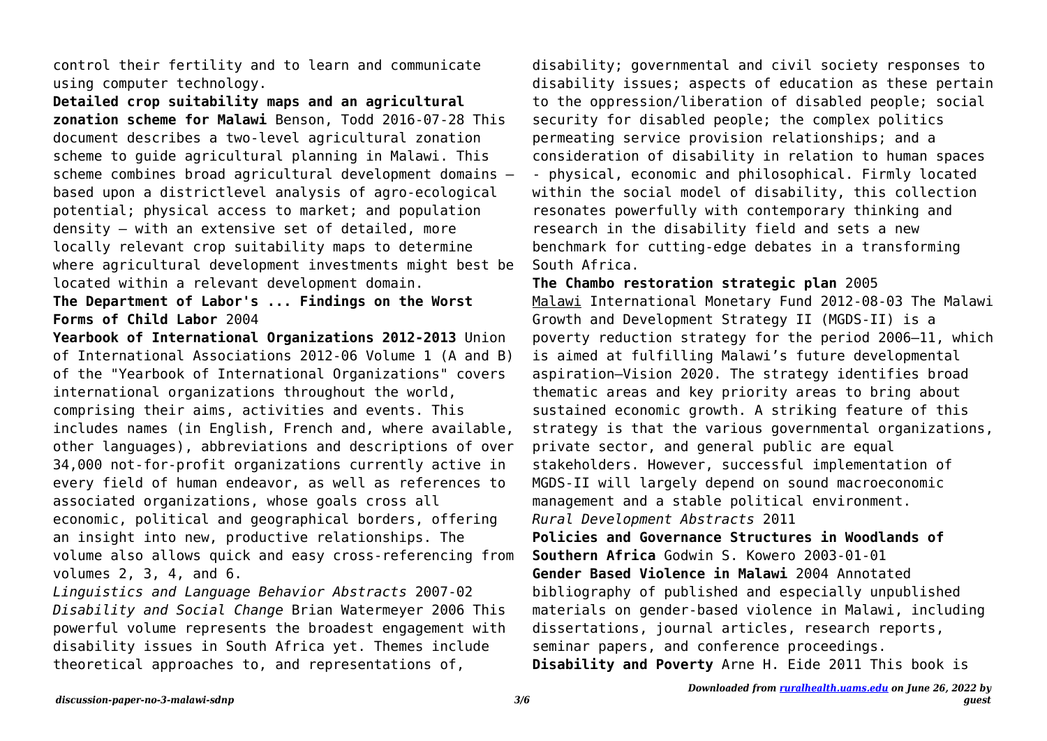control their fertility and to learn and communicate using computer technology.

**Detailed crop suitability maps and an agricultural zonation scheme for Malawi** Benson, Todd 2016-07-28 This document describes a two-level agricultural zonation scheme to guide agricultural planning in Malawi. This scheme combines broad agricultural development domains – based upon a districtlevel analysis of agro-ecological potential; physical access to market; and population density – with an extensive set of detailed, more locally relevant crop suitability maps to determine where agricultural development investments might best be located within a relevant development domain.

**The Department of Labor's ... Findings on the Worst Forms of Child Labor** 2004

**Yearbook of International Organizations 2012-2013** Union of International Associations 2012-06 Volume 1 (A and B) of the "Yearbook of International Organizations" covers international organizations throughout the world, comprising their aims, activities and events. This includes names (in English, French and, where available, other languages), abbreviations and descriptions of over 34,000 not-for-profit organizations currently active in every field of human endeavor, as well as references to associated organizations, whose goals cross all economic, political and geographical borders, offering an insight into new, productive relationships. The volume also allows quick and easy cross-referencing from volumes 2, 3, 4, and 6.

*Linguistics and Language Behavior Abstracts* 2007-02

*Disability and Social Change* Brian Watermeyer 2006 This powerful volume represents the broadest engagement with disability issues in South Africa yet. Themes include theoretical approaches to, and representations of, disability; governmental and civil society responses to disability issues; aspects of education as these pertain to the oppression/liberation of disabled people; social security for disabled people; the complex politics permeating service provision relationships; and a consideration of disability in relation to human spaces - physical, economic and philosophical. Firmly located within the social model of disability, this collection resonates powerfully with contemporary thinking and research in the disability field and sets a new benchmark for cutting-edge debates in a transforming South Africa.

**The Chambo restoration strategic plan** 2005

Malawi International Monetary Fund 2012-08-03 The Malawi Growth and Development Strategy II (MGDS-II) is a poverty reduction strategy for the period 2006–11, which is aimed at fulfilling Malawi's future developmental aspiration—Vision 2020. The strategy identifies broad thematic areas and key priority areas to bring about sustained economic growth. A striking feature of this strategy is that the various governmental organizations, private sector, and general public are equal stakeholders. However, successful implementation of MGDS-II will largely depend on sound macroeconomic management and a stable political environment.

*Rural Development Abstracts* 2011

**Policies and Governance Structures in Woodlands of Southern Africa** Godwin S. Kowero 2003-01-01

**Gender Based Violence in Malawi** 2004 Annotated bibliography of published and especially unpublished materials on gender-based violence in Malawi, including dissertations, journal articles, research reports, seminar papers, and conference proceedings.

**Disability and Poverty** Arne H. Eide 2011 This book is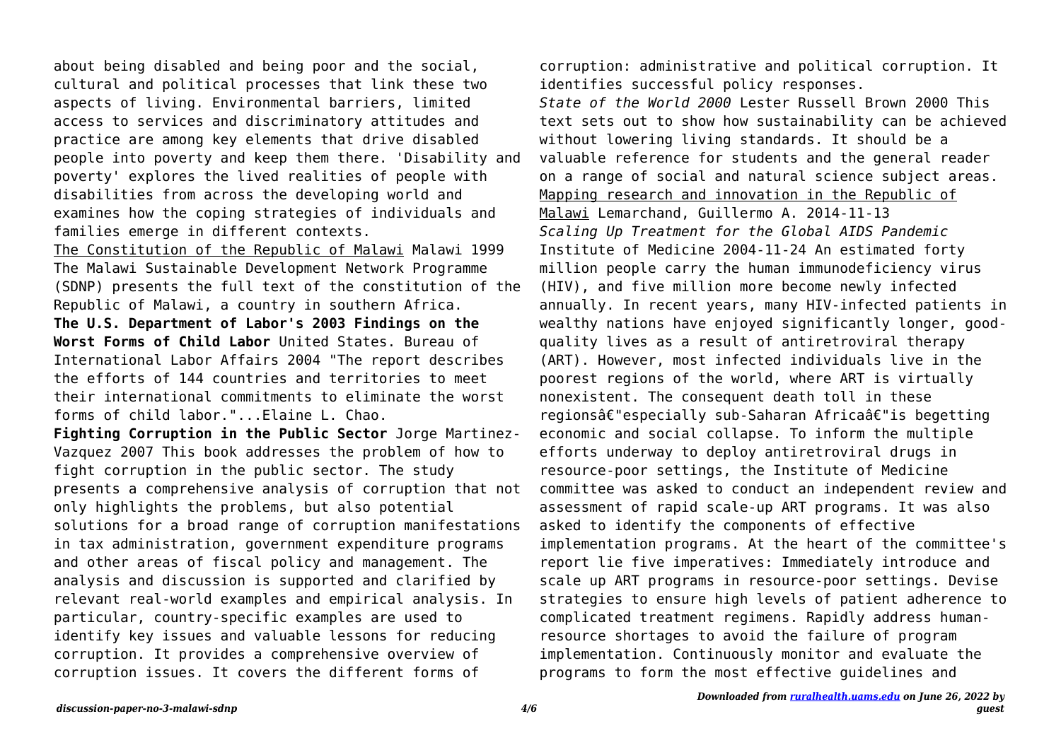about being disabled and being poor and the social, cultural and political processes that link these two aspects of living. Environmental barriers, limited access to services and discriminatory attitudes and practice are among key elements that drive disabled people into poverty and keep them there. 'Disability and poverty' explores the lived realities of people with disabilities from across the developing world and examines how the coping strategies of individuals and families emerge in different contexts.

The Constitution of the Republic of Malawi Malawi 1999 The Malawi Sustainable Development Network Programme (SDNP) presents the full text of the constitution of the Republic of Malawi, a country in southern Africa.

**The U.S. Department of Labor's 2003 Findings on the Worst Forms of Child Labor** United States. Bureau of International Labor Affairs 2004 "The report describes the efforts of 144 countries and territories to meet their international commitments to eliminate the worst forms of child labor."...Elaine L. Chao.

**Fighting Corruption in the Public Sector** Jorge Martinez-Vazquez 2007 This book addresses the problem of how to fight corruption in the public sector. The study presents a comprehensive analysis of corruption that not only highlights the problems, but also potential solutions for a broad range of corruption manifestations in tax administration, government expenditure programs and other areas of fiscal policy and management. The analysis and discussion is supported and clarified by relevant real-world examples and empirical analysis. In particular, country-specific examples are used to identify key issues and valuable lessons for reducing corruption. It provides a comprehensive overview of corruption issues. It covers the different forms of corruption: administrative and political corruption. It identifies successful policy responses.

*State of the World 2000* Lester Russell Brown 2000 This text sets out to show how sustainability can be achieved without lowering living standards. It should be a valuable reference for students and the general reader on a range of social and natural science subject areas.

Mapping research and innovation in the Republic of Malawi Lemarchand, Guillermo A. 2014-11-13

*Scaling Up Treatment for the Global AIDS Pandemic* Institute of Medicine 2004-11-24 An estimated forty million people carry the human immunodeficiency virus (HIV), and five million more become newly infected annually. In recent years, many HIV-infected patients in wealthy nations have enjoyed significantly longer, good-quality lives as a result of antiretroviral therapy (ART). However, most infected individuals live in the poorest regions of the world, where ART is virtually nonexistent. The consequent death toll in these regionsâ€"especially sub-Saharan Africaâ€"is begetting economic and social collapse. To inform the multiple efforts underway to deploy antiretroviral drugs in resource-poor settings, the Institute of Medicine committee was asked to conduct an independent review and assessment of rapid scale-up ART programs. It was also asked to identify the components of effective implementation programs. At the heart of the committee's report lie five imperatives: Immediately introduce and scale up ART programs in resource-poor settings. Devise strategies to ensure high levels of patient adherence to complicated treatment regimens. Rapidly address human-resource shortages to avoid the failure of program implementation. Continuously monitor and evaluate the programs to form the most effective guidelines and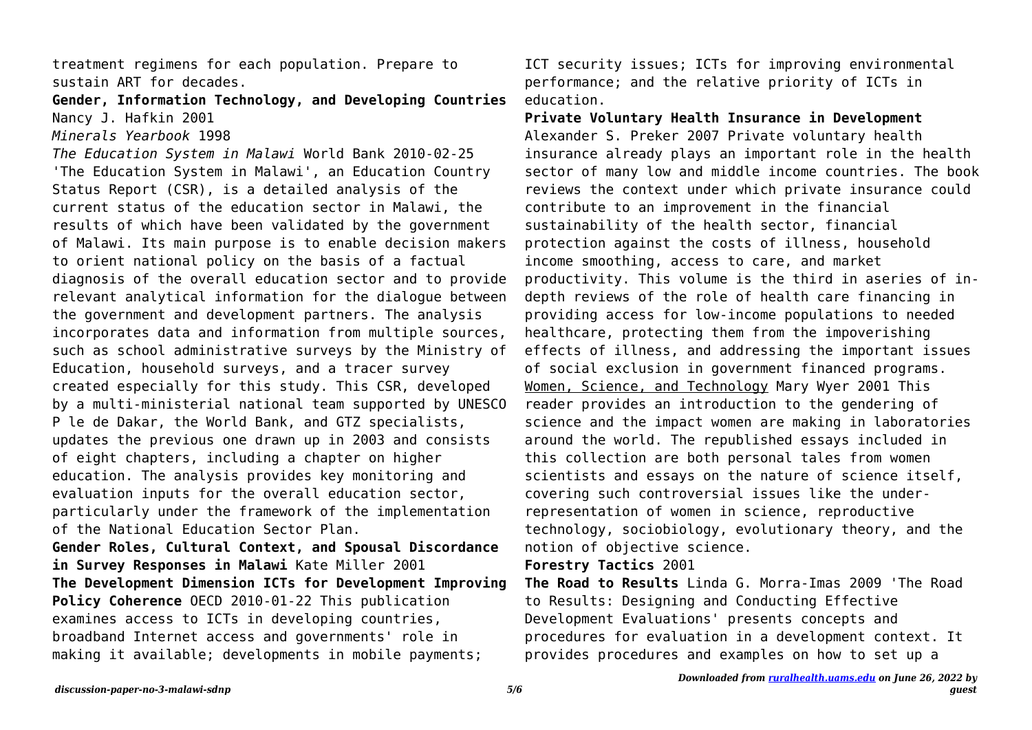treatment regimens for each population. Prepare to sustain ART for decades.

**Gender, Information Technology, and Developing Countries** Nancy J. Hafkin 2001

*Minerals Yearbook* 1998

*The Education System in Malawi* World Bank 2010-02-25 'The Education System in Malawi', an Education Country Status Report (CSR), is a detailed analysis of the current status of the education sector in Malawi, the results of which have been validated by the government of Malawi. Its main purpose is to enable decision makers to orient national policy on the basis of a factual diagnosis of the overall education sector and to provide relevant analytical information for the dialogue between the government and development partners. The analysis incorporates data and information from multiple sources, such as school administrative surveys by the Ministry of Education, household surveys, and a tracer survey created especially for this study. This CSR, developed by a multi-ministerial national team supported by UNESCO P le de Dakar, the World Bank, and GTZ specialists, updates the previous one drawn up in 2003 and consists of eight chapters, including a chapter on higher education. The analysis provides key monitoring and evaluation inputs for the overall education sector, particularly under the framework of the implementation of the National Education Sector Plan.

**Gender Roles, Cultural Context, and Spousal Discordance in Survey Responses in Malawi** Kate Miller 2001

**The Development Dimension ICTs for Development Improving Policy Coherence** OECD 2010-01-22 This publication examines access to ICTs in developing countries, broadband Internet access and governments' role in making it available; developments in mobile payments; ICT security issues; ICTs for improving environmental performance; and the relative priority of ICTs in education.

**Private Voluntary Health Insurance in Development** Alexander S. Preker 2007 Private voluntary health insurance already plays an important role in the health sector of many low and middle income countries. The book reviews the context under which private insurance could contribute to an improvement in the financial sustainability of the health sector, financial protection against the costs of illness, household income smoothing, access to care, and market productivity. This volume is the third in aseries of in-depth reviews of the role of health care financing in providing access for low-income populations to needed healthcare, protecting them from the impoverishing effects of illness, and addressing the important issues of social exclusion in government financed programs.

Women, Science, and Technology Mary Wyer 2001 This reader provides an introduction to the gendering of science and the impact women are making in laboratories around the world. The republished essays included in this collection are both personal tales from women scientists and essays on the nature of science itself, covering such controversial issues like the under-representation of women in science, reproductive technology, sociobiology, evolutionary theory, and the notion of objective science.

**Forestry Tactics** 2001

**The Road to Results** Linda G. Morra-Imas 2009 'The Road to Results: Designing and Conducting Effective Development Evaluations' presents concepts and procedures for evaluation in a development context. It provides procedures and examples on how to set up a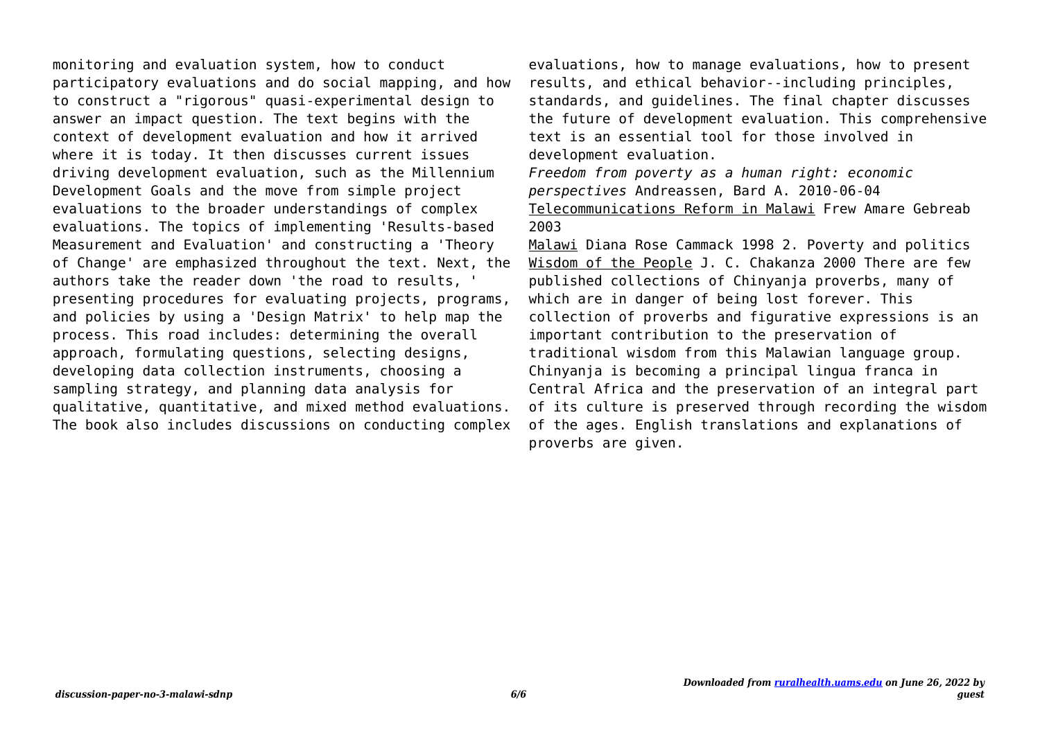monitoring and evaluation system, how to conduct participatory evaluations and do social mapping, and how to construct a "rigorous" quasi-experimental design to answer an impact question. The text begins with the context of development evaluation and how it arrived where it is today. It then discusses current issues driving development evaluation, such as the Millennium Development Goals and the move from simple project evaluations to the broader understandings of complex evaluations. The topics of implementing 'Results-based Measurement and Evaluation' and constructing a 'Theory of Change' are emphasized throughout the text. Next, the authors take the reader down 'the road to results, ' presenting procedures for evaluating projects, programs, and policies by using a 'Design Matrix' to help map the process. This road includes: determining the overall approach, formulating questions, selecting designs, developing data collection instruments, choosing a sampling strategy, and planning data analysis for qualitative, quantitative, and mixed method evaluations. The book also includes discussions on conducting complex evaluations, how to manage evaluations, how to present results, and ethical behavior--including principles, standards, and guidelines. The final chapter discusses the future of development evaluation. This comprehensive text is an essential tool for those involved in development evaluation.

*Freedom from poverty as a human right: economic perspectives* Andreassen, Bard A. 2010-06-04

Telecommunications Reform in Malawi Frew Amare Gebreab 2003

Malawi Diana Rose Cammack 1998 2. Poverty and politics

Wisdom of the People J. C. Chakanza 2000 There are few published collections of Chinyanja proverbs, many of which are in danger of being lost forever. This collection of proverbs and figurative expressions is an important contribution to the preservation of traditional wisdom from this Malawian language group. Chinyanja is becoming a principal lingua franca in Central Africa and the preservation of an integral part of its culture is preserved through recording the wisdom of the ages. English translations and explanations of proverbs are given.